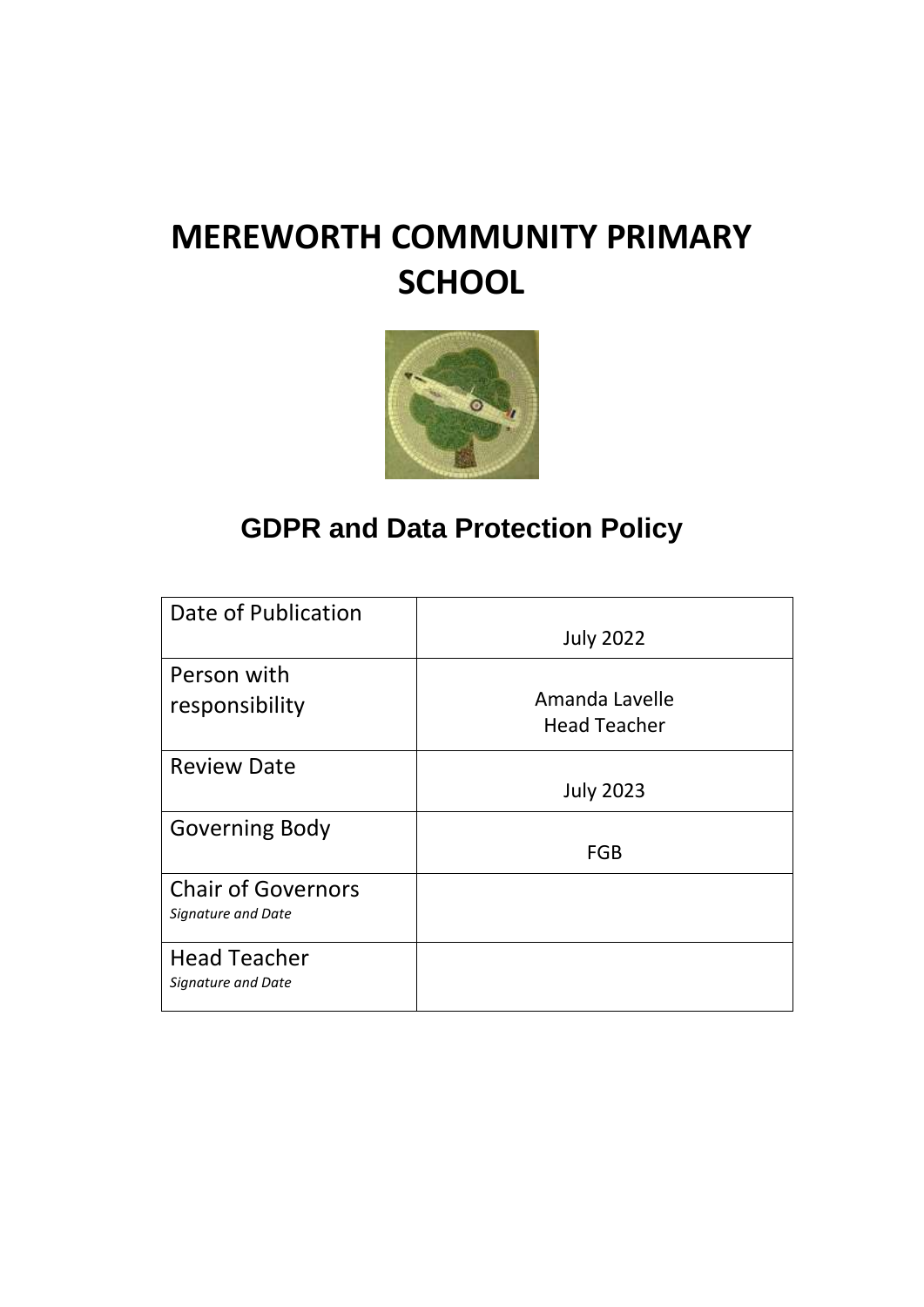# MEREWORTH COMMUNITY PRIMARY SCHOOL

## GDPR and Data Protection Policy

| | |
|---|---|
| Date of Publication | July 2022 |
| Person with responsibility | Amanda Lavelle<br>Head Teacher |
| Review Date | July 2023 |
| Governing Body | FGB |
| Chair of Governors<br>*Signature and Date* | |
| Head Teacher<br>*Signature and Date* | |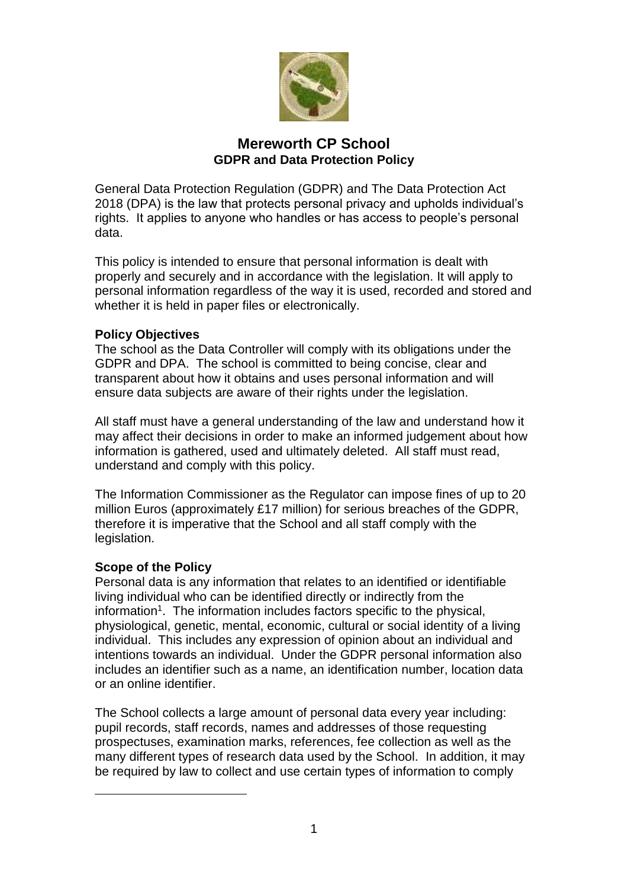# Mereworth CP School
## GDPR and Data Protection Policy

General Data Protection Regulation (GDPR) and The Data Protection Act 2018 (DPA) is the law that protects personal privacy and upholds individual's rights. It applies to anyone who handles or has access to people's personal data.

This policy is intended to ensure that personal information is dealt with properly and securely and in accordance with the legislation. It will apply to personal information regardless of the way it is used, recorded and stored and whether it is held in paper files or electronically.

### Policy Objectives

The school as the Data Controller will comply with its obligations under the GDPR and DPA. The school is committed to being concise, clear and transparent about how it obtains and uses personal information and will ensure data subjects are aware of their rights under the legislation.

All staff must have a general understanding of the law and understand how it may affect their decisions in order to make an informed judgement about how information is gathered, used and ultimately deleted. All staff must read, understand and comply with this policy.

The Information Commissioner as the Regulator can impose fines of up to 20 million Euros (approximately £17 million) for serious breaches of the GDPR, therefore it is imperative that the School and all staff comply with the legislation.

### Scope of the Policy

Personal data is any information that relates to an identified or identifiable living individual who can be identified directly or indirectly from the information[1]. The information includes factors specific to the physical, physiological, genetic, mental, economic, cultural or social identity of a living individual. This includes any expression of opinion about an individual and intentions towards an individual. Under the GDPR personal information also includes an identifier such as a name, an identification number, location data or an online identifier.

The School collects a large amount of personal data every year including: pupil records, staff records, names and addresses of those requesting prospectuses, examination marks, references, fee collection as well as the many different types of research data used by the School. In addition, it may be required by law to collect and use certain types of information to comply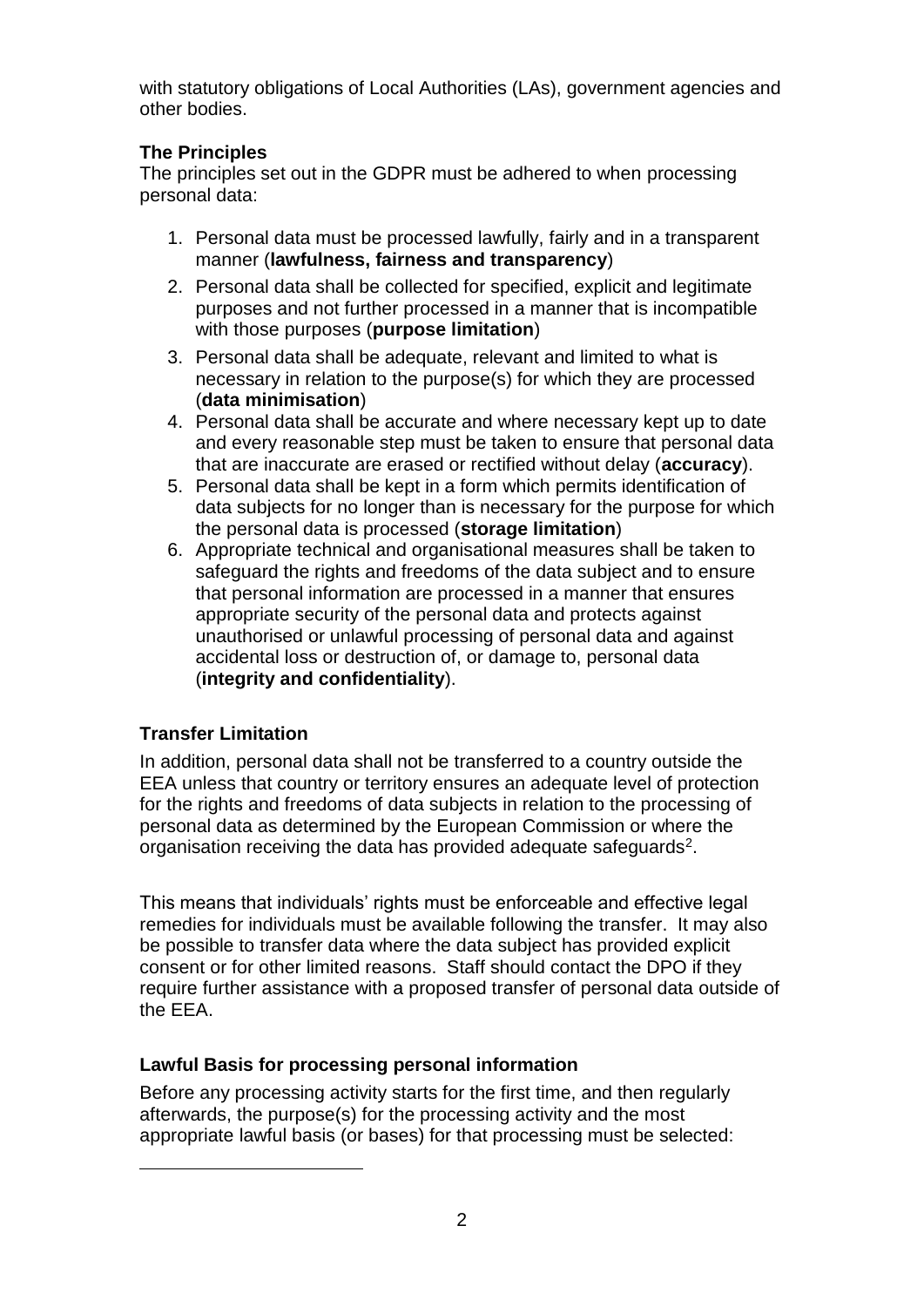with statutory obligations of Local Authorities (LAs), government agencies and other bodies.

**The Principles**

The principles set out in the GDPR must be adhered to when processing personal data:

1. Personal data must be processed lawfully, fairly and in a transparent manner (**lawfulness, fairness and transparency**)
2. Personal data shall be collected for specified, explicit and legitimate purposes and not further processed in a manner that is incompatible with those purposes (**purpose limitation**)
3. Personal data shall be adequate, relevant and limited to what is necessary in relation to the purpose(s) for which they are processed (**data minimisation**)
4. Personal data shall be accurate and where necessary kept up to date and every reasonable step must be taken to ensure that personal data that are inaccurate are erased or rectified without delay (**accuracy**).
5. Personal data shall be kept in a form which permits identification of data subjects for no longer than is necessary for the purpose for which the personal data is processed (**storage limitation**)
6. Appropriate technical and organisational measures shall be taken to safeguard the rights and freedoms of the data subject and to ensure that personal information are processed in a manner that ensures appropriate security of the personal data and protects against unauthorised or unlawful processing of personal data and against accidental loss or destruction of, or damage to, personal data (**integrity and confidentiality**).

**Transfer Limitation**

In addition, personal data shall not be transferred to a country outside the EEA unless that country or territory ensures an adequate level of protection for the rights and freedoms of data subjects in relation to the processing of personal data as determined by the European Commission or where the organisation receiving the data has provided adequate safeguards[2].

This means that individuals' rights must be enforceable and effective legal remedies for individuals must be available following the transfer. It may also be possible to transfer data where the data subject has provided explicit consent or for other limited reasons. Staff should contact the DPO if they require further assistance with a proposed transfer of personal data outside of the EEA.

**Lawful Basis for processing personal information**

Before any processing activity starts for the first time, and then regularly afterwards, the purpose(s) for the processing activity and the most appropriate lawful basis (or bases) for that processing must be selected: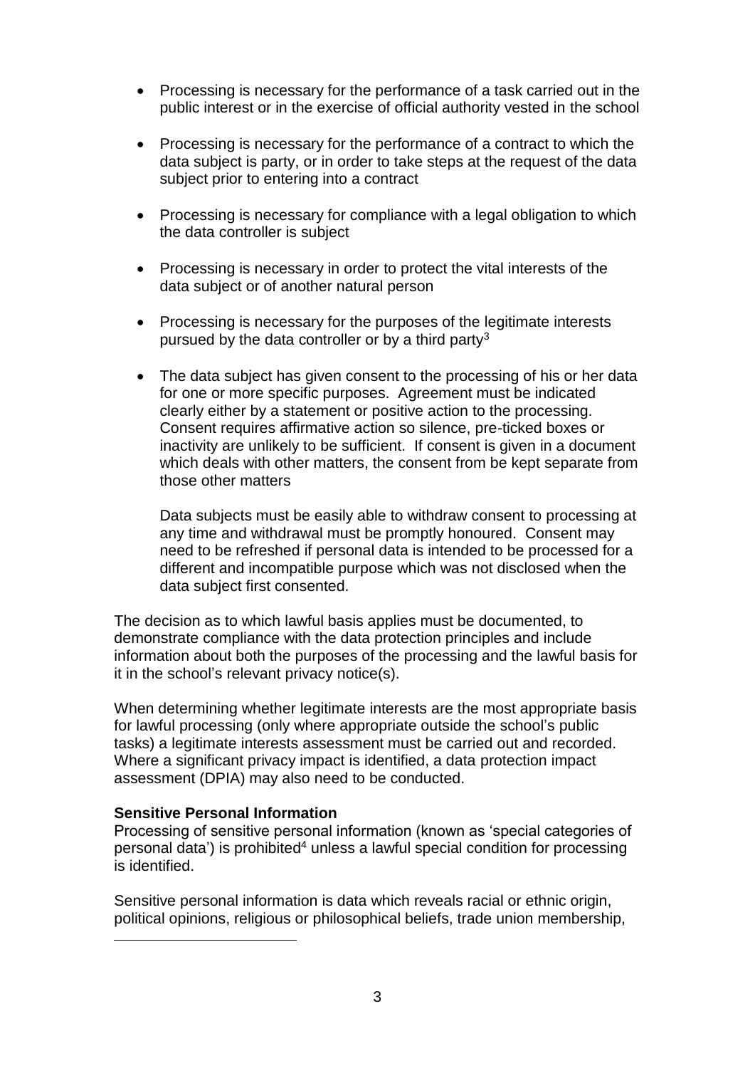- Processing is necessary for the performance of a task carried out in the public interest or in the exercise of official authority vested in the school
- Processing is necessary for the performance of a contract to which the data subject is party, or in order to take steps at the request of the data subject prior to entering into a contract
- Processing is necessary for compliance with a legal obligation to which the data controller is subject
- Processing is necessary in order to protect the vital interests of the data subject or of another natural person
- Processing is necessary for the purposes of the legitimate interests pursued by the data controller or by a third party[3]
- The data subject has given consent to the processing of his or her data for one or more specific purposes. Agreement must be indicated clearly either by a statement or positive action to the processing. Consent requires affirmative action so silence, pre-ticked boxes or inactivity are unlikely to be sufficient. If consent is given in a document which deals with other matters, the consent from be kept separate from those other matters

  Data subjects must be easily able to withdraw consent to processing at any time and withdrawal must be promptly honoured. Consent may need to be refreshed if personal data is intended to be processed for a different and incompatible purpose which was not disclosed when the data subject first consented.

The decision as to which lawful basis applies must be documented, to demonstrate compliance with the data protection principles and include information about both the purposes of the processing and the lawful basis for it in the school's relevant privacy notice(s).

When determining whether legitimate interests are the most appropriate basis for lawful processing (only where appropriate outside the school's public tasks) a legitimate interests assessment must be carried out and recorded. Where a significant privacy impact is identified, a data protection impact assessment (DPIA) may also need to be conducted.

**Sensitive Personal Information**
Processing of sensitive personal information (known as 'special categories of personal data') is prohibited[4] unless a lawful special condition for processing is identified.

Sensitive personal information is data which reveals racial or ethnic origin, political opinions, religious or philosophical beliefs, trade union membership,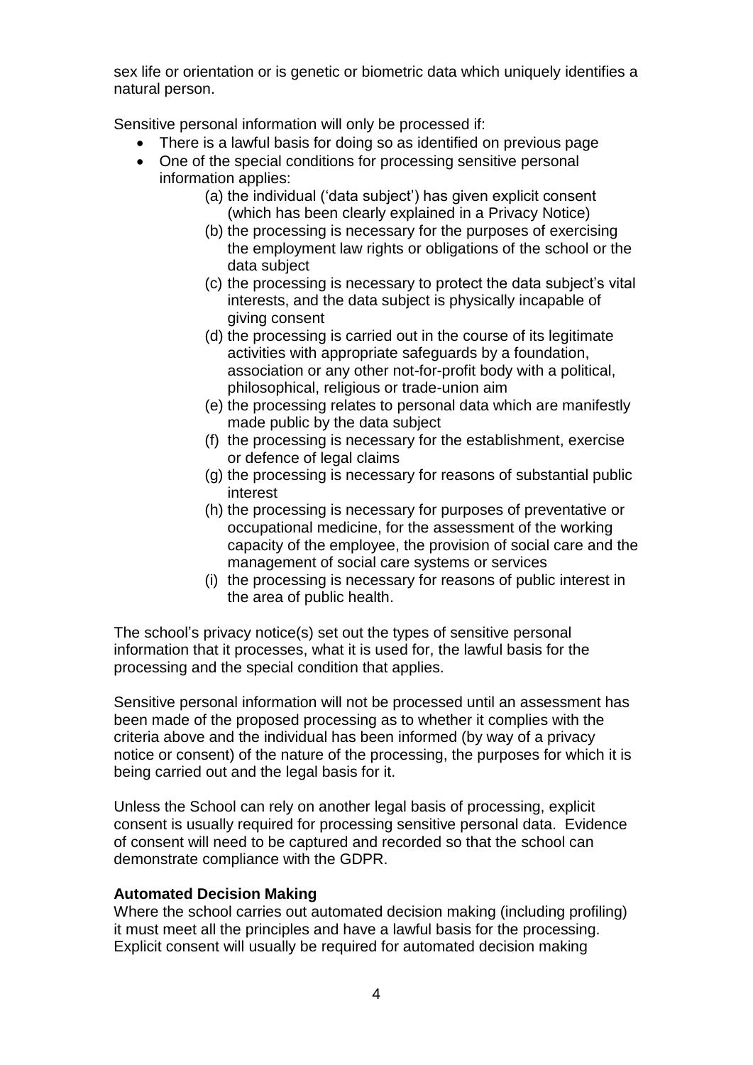sex life or orientation or is genetic or biometric data which uniquely identifies a natural person.

Sensitive personal information will only be processed if:

- There is a lawful basis for doing so as identified on previous page
- One of the special conditions for processing sensitive personal information applies:
    - (a) the individual ('data subject') has given explicit consent (which has been clearly explained in a Privacy Notice)
    - (b) the processing is necessary for the purposes of exercising the employment law rights or obligations of the school or the data subject
    - (c) the processing is necessary to protect the data subject's vital interests, and the data subject is physically incapable of giving consent
    - (d) the processing is carried out in the course of its legitimate activities with appropriate safeguards by a foundation, association or any other not-for-profit body with a political, philosophical, religious or trade-union aim
    - (e) the processing relates to personal data which are manifestly made public by the data subject
    - (f) the processing is necessary for the establishment, exercise or defence of legal claims
    - (g) the processing is necessary for reasons of substantial public interest
    - (h) the processing is necessary for purposes of preventative or occupational medicine, for the assessment of the working capacity of the employee, the provision of social care and the management of social care systems or services
    - (i) the processing is necessary for reasons of public interest in the area of public health.

The school's privacy notice(s) set out the types of sensitive personal information that it processes, what it is used for, the lawful basis for the processing and the special condition that applies.

Sensitive personal information will not be processed until an assessment has been made of the proposed processing as to whether it complies with the criteria above and the individual has been informed (by way of a privacy notice or consent) of the nature of the processing, the purposes for which it is being carried out and the legal basis for it.

Unless the School can rely on another legal basis of processing, explicit consent is usually required for processing sensitive personal data. Evidence of consent will need to be captured and recorded so that the school can demonstrate compliance with the GDPR.

**Automated Decision Making**

Where the school carries out automated decision making (including profiling) it must meet all the principles and have a lawful basis for the processing. Explicit consent will usually be required for automated decision making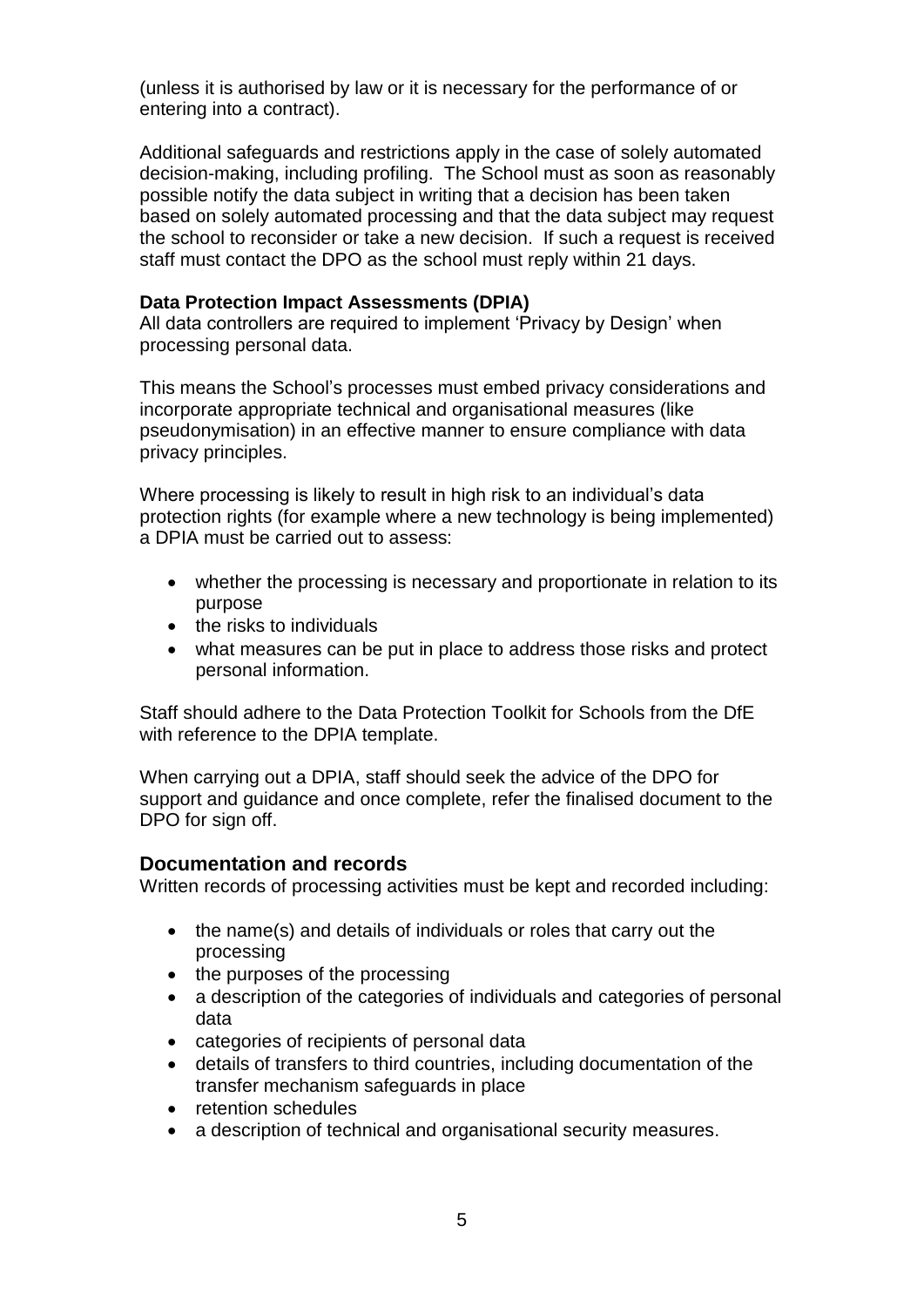(unless it is authorised by law or it is necessary for the performance of or entering into a contract).

Additional safeguards and restrictions apply in the case of solely automated decision-making, including profiling. The School must as soon as reasonably possible notify the data subject in writing that a decision has been taken based on solely automated processing and that the data subject may request the school to reconsider or take a new decision. If such a request is received staff must contact the DPO as the school must reply within 21 days.

### Data Protection Impact Assessments (DPIA)

All data controllers are required to implement 'Privacy by Design' when processing personal data.

This means the School's processes must embed privacy considerations and incorporate appropriate technical and organisational measures (like pseudonymisation) in an effective manner to ensure compliance with data privacy principles.

Where processing is likely to result in high risk to an individual's data protection rights (for example where a new technology is being implemented) a DPIA must be carried out to assess:

- whether the processing is necessary and proportionate in relation to its purpose
- the risks to individuals
- what measures can be put in place to address those risks and protect personal information.

Staff should adhere to the Data Protection Toolkit for Schools from the DfE with reference to the DPIA template.

When carrying out a DPIA, staff should seek the advice of the DPO for support and guidance and once complete, refer the finalised document to the DPO for sign off.

## Documentation and records

Written records of processing activities must be kept and recorded including:

- the name(s) and details of individuals or roles that carry out the processing
- the purposes of the processing
- a description of the categories of individuals and categories of personal data
- categories of recipients of personal data
- details of transfers to third countries, including documentation of the transfer mechanism safeguards in place
- retention schedules
- a description of technical and organisational security measures.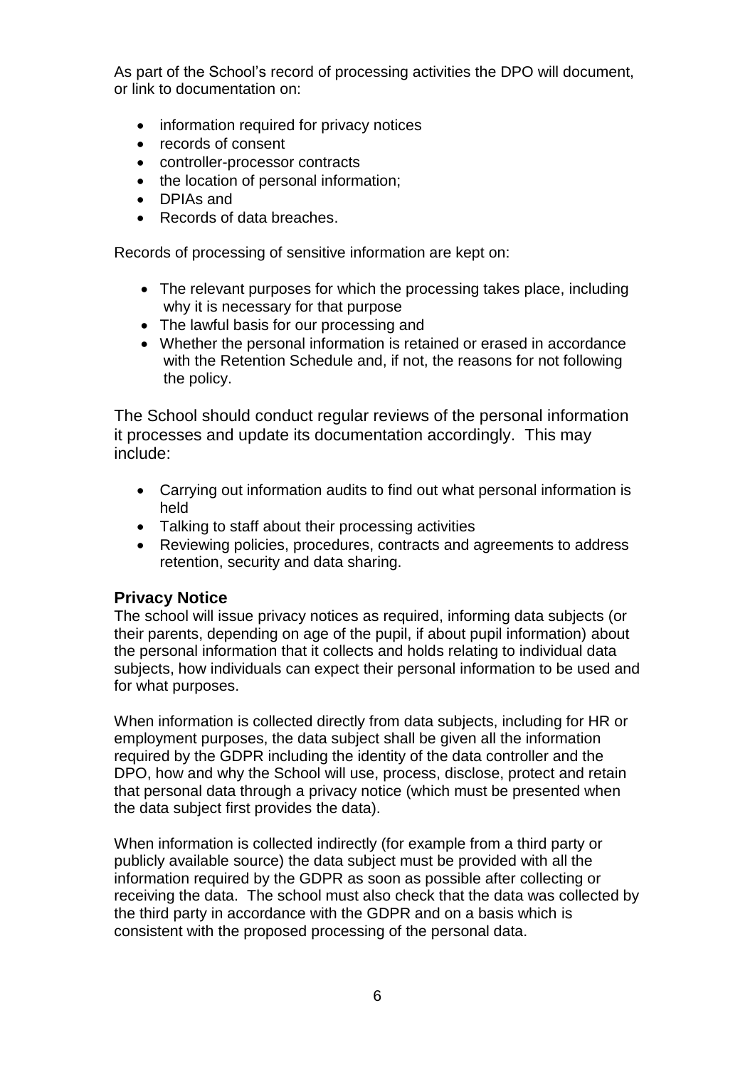As part of the School's record of processing activities the DPO will document, or link to documentation on:

- information required for privacy notices
- records of consent
- controller-processor contracts
- the location of personal information;
- DPIAs and
- Records of data breaches.

Records of processing of sensitive information are kept on:

- The relevant purposes for which the processing takes place, including why it is necessary for that purpose
- The lawful basis for our processing and
- Whether the personal information is retained or erased in accordance with the Retention Schedule and, if not, the reasons for not following the policy.

The School should conduct regular reviews of the personal information it processes and update its documentation accordingly. This may include:

- Carrying out information audits to find out what personal information is held
- Talking to staff about their processing activities
- Reviewing policies, procedures, contracts and agreements to address retention, security and data sharing.

### Privacy Notice

The school will issue privacy notices as required, informing data subjects (or their parents, depending on age of the pupil, if about pupil information) about the personal information that it collects and holds relating to individual data subjects, how individuals can expect their personal information to be used and for what purposes.

When information is collected directly from data subjects, including for HR or employment purposes, the data subject shall be given all the information required by the GDPR including the identity of the data controller and the DPO, how and why the School will use, process, disclose, protect and retain that personal data through a privacy notice (which must be presented when the data subject first provides the data).

When information is collected indirectly (for example from a third party or publicly available source) the data subject must be provided with all the information required by the GDPR as soon as possible after collecting or receiving the data. The school must also check that the data was collected by the third party in accordance with the GDPR and on a basis which is consistent with the proposed processing of the personal data.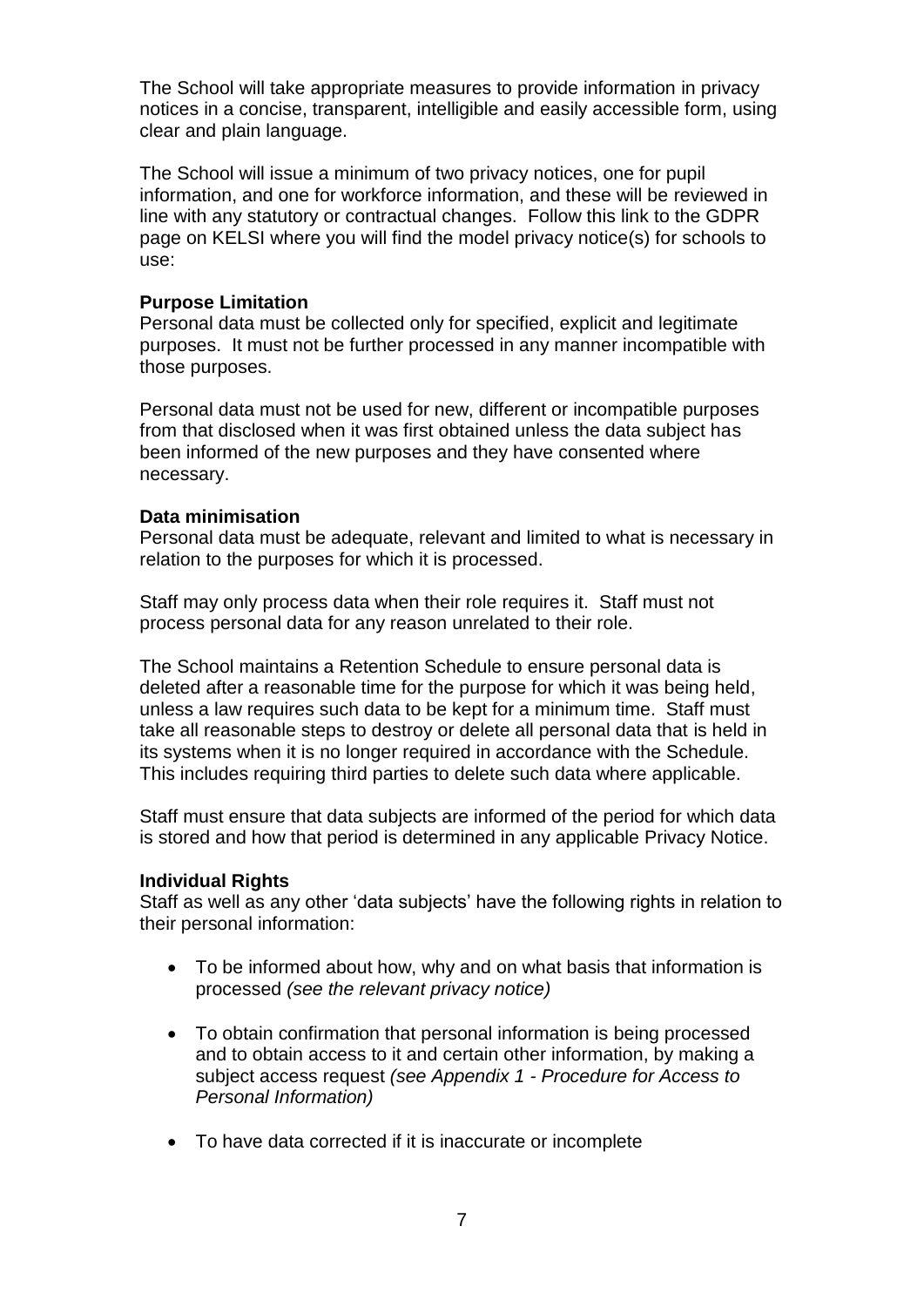The School will take appropriate measures to provide information in privacy notices in a concise, transparent, intelligible and easily accessible form, using clear and plain language.

The School will issue a minimum of two privacy notices, one for pupil information, and one for workforce information, and these will be reviewed in line with any statutory or contractual changes. Follow this link to the GDPR page on KELSI where you will find the model privacy notice(s) for schools to use:

**Purpose Limitation**

Personal data must be collected only for specified, explicit and legitimate purposes. It must not be further processed in any manner incompatible with those purposes.

Personal data must not be used for new, different or incompatible purposes from that disclosed when it was first obtained unless the data subject has been informed of the new purposes and they have consented where necessary.

**Data minimisation**

Personal data must be adequate, relevant and limited to what is necessary in relation to the purposes for which it is processed.

Staff may only process data when their role requires it. Staff must not process personal data for any reason unrelated to their role.

The School maintains a Retention Schedule to ensure personal data is deleted after a reasonable time for the purpose for which it was being held, unless a law requires such data to be kept for a minimum time. Staff must take all reasonable steps to destroy or delete all personal data that is held in its systems when it is no longer required in accordance with the Schedule. This includes requiring third parties to delete such data where applicable.

Staff must ensure that data subjects are informed of the period for which data is stored and how that period is determined in any applicable Privacy Notice.

**Individual Rights**

Staff as well as any other 'data subjects' have the following rights in relation to their personal information:

- To be informed about how, why and on what basis that information is processed *(see the relevant privacy notice)*
- To obtain confirmation that personal information is being processed and to obtain access to it and certain other information, by making a subject access request *(see Appendix 1 - Procedure for Access to Personal Information)*
- To have data corrected if it is inaccurate or incomplete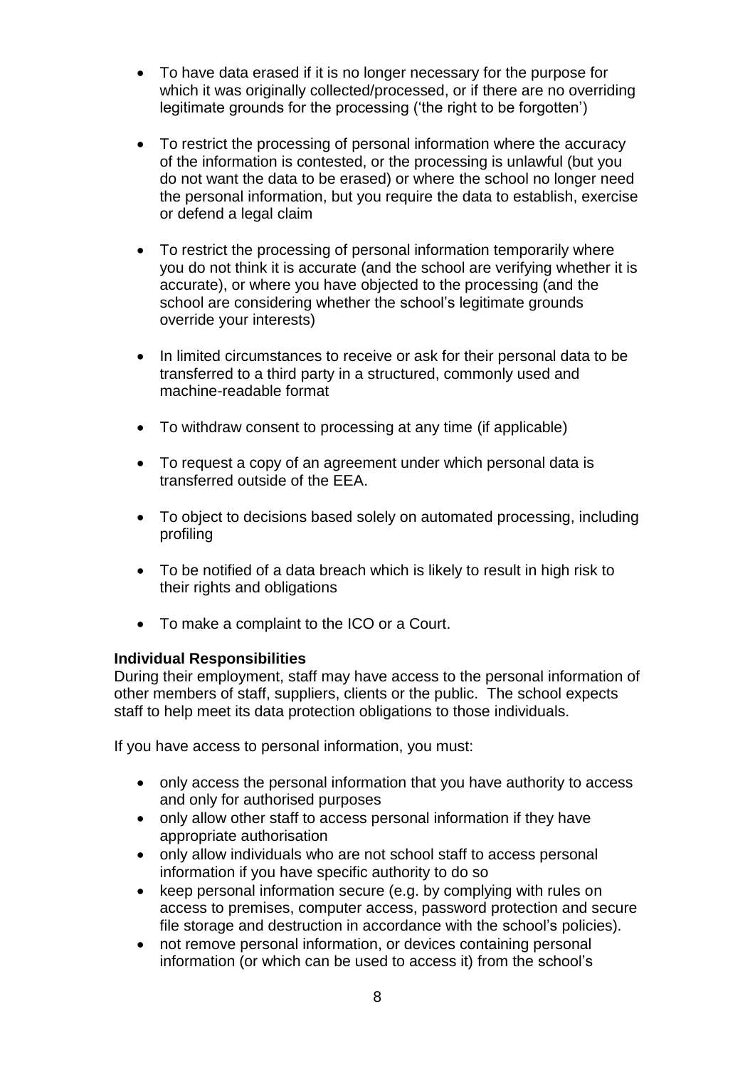- To have data erased if it is no longer necessary for the purpose for which it was originally collected/processed, or if there are no overriding legitimate grounds for the processing ('the right to be forgotten')

- To restrict the processing of personal information where the accuracy of the information is contested, or the processing is unlawful (but you do not want the data to be erased) or where the school no longer need the personal information, but you require the data to establish, exercise or defend a legal claim

- To restrict the processing of personal information temporarily where you do not think it is accurate (and the school are verifying whether it is accurate), or where you have objected to the processing (and the school are considering whether the school's legitimate grounds override your interests)

- In limited circumstances to receive or ask for their personal data to be transferred to a third party in a structured, commonly used and machine-readable format

- To withdraw consent to processing at any time (if applicable)

- To request a copy of an agreement under which personal data is transferred outside of the EEA.

- To object to decisions based solely on automated processing, including profiling

- To be notified of a data breach which is likely to result in high risk to their rights and obligations

- To make a complaint to the ICO or a Court.

**Individual Responsibilities**

During their employment, staff may have access to the personal information of other members of staff, suppliers, clients or the public. The school expects staff to help meet its data protection obligations to those individuals.

If you have access to personal information, you must:

- only access the personal information that you have authority to access and only for authorised purposes
- only allow other staff to access personal information if they have appropriate authorisation
- only allow individuals who are not school staff to access personal information if you have specific authority to do so
- keep personal information secure (e.g. by complying with rules on access to premises, computer access, password protection and secure file storage and destruction in accordance with the school's policies).
- not remove personal information, or devices containing personal information (or which can be used to access it) from the school's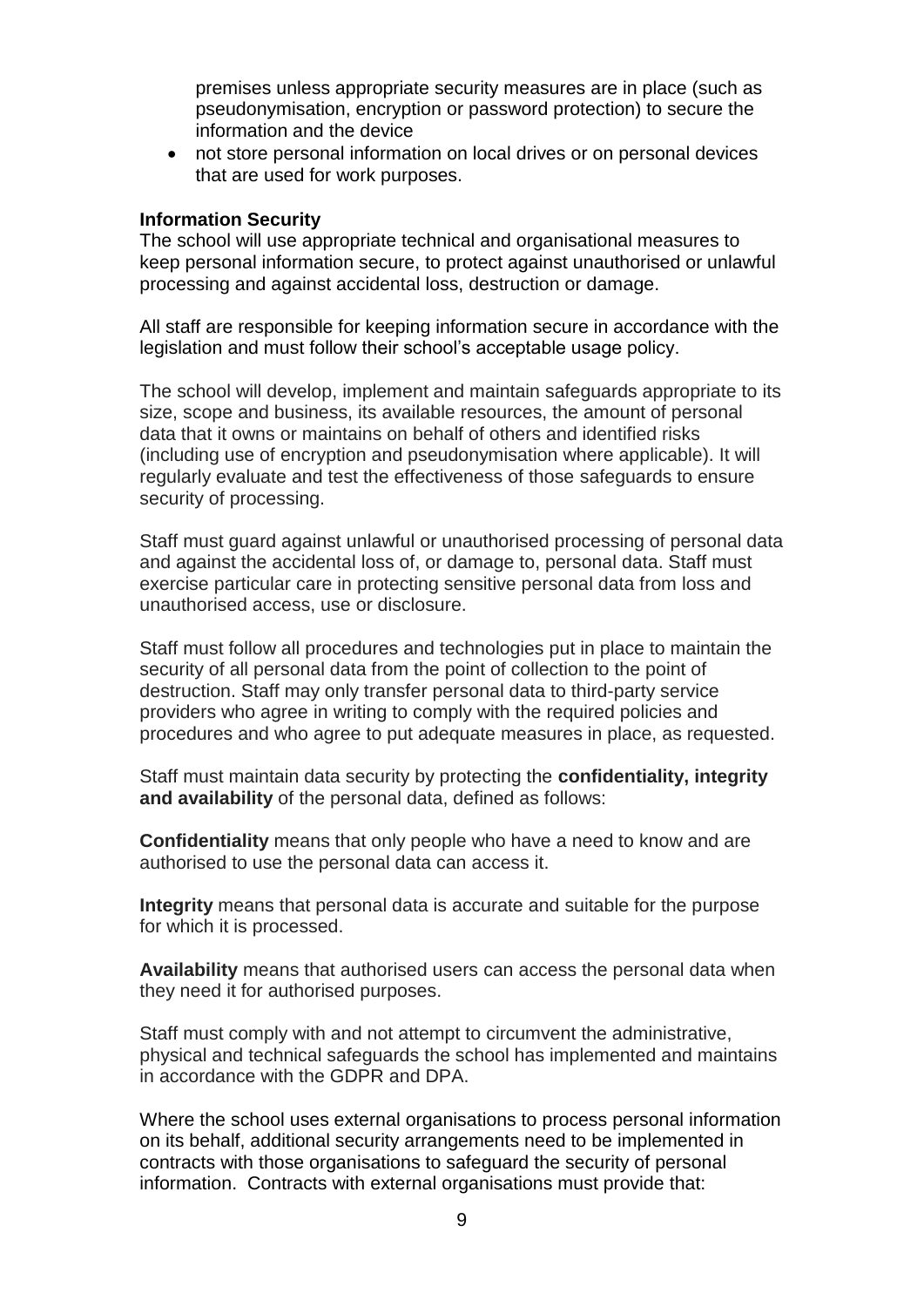premises unless appropriate security measures are in place (such as pseudonymisation, encryption or password protection) to secure the information and the device

- not store personal information on local drives or on personal devices that are used for work purposes.

**Information Security**

The school will use appropriate technical and organisational measures to keep personal information secure, to protect against unauthorised or unlawful processing and against accidental loss, destruction or damage.

All staff are responsible for keeping information secure in accordance with the legislation and must follow their school's acceptable usage policy.

The school will develop, implement and maintain safeguards appropriate to its size, scope and business, its available resources, the amount of personal data that it owns or maintains on behalf of others and identified risks (including use of encryption and pseudonymisation where applicable). It will regularly evaluate and test the effectiveness of those safeguards to ensure security of processing.

Staff must guard against unlawful or unauthorised processing of personal data and against the accidental loss of, or damage to, personal data. Staff must exercise particular care in protecting sensitive personal data from loss and unauthorised access, use or disclosure.

Staff must follow all procedures and technologies put in place to maintain the security of all personal data from the point of collection to the point of destruction. Staff may only transfer personal data to third-party service providers who agree in writing to comply with the required policies and procedures and who agree to put adequate measures in place, as requested.

Staff must maintain data security by protecting the **confidentiality, integrity and availability** of the personal data, defined as follows:

**Confidentiality** means that only people who have a need to know and are authorised to use the personal data can access it.

**Integrity** means that personal data is accurate and suitable for the purpose for which it is processed.

**Availability** means that authorised users can access the personal data when they need it for authorised purposes.

Staff must comply with and not attempt to circumvent the administrative, physical and technical safeguards the school has implemented and maintains in accordance with the GDPR and DPA.

Where the school uses external organisations to process personal information on its behalf, additional security arrangements need to be implemented in contracts with those organisations to safeguard the security of personal information. Contracts with external organisations must provide that: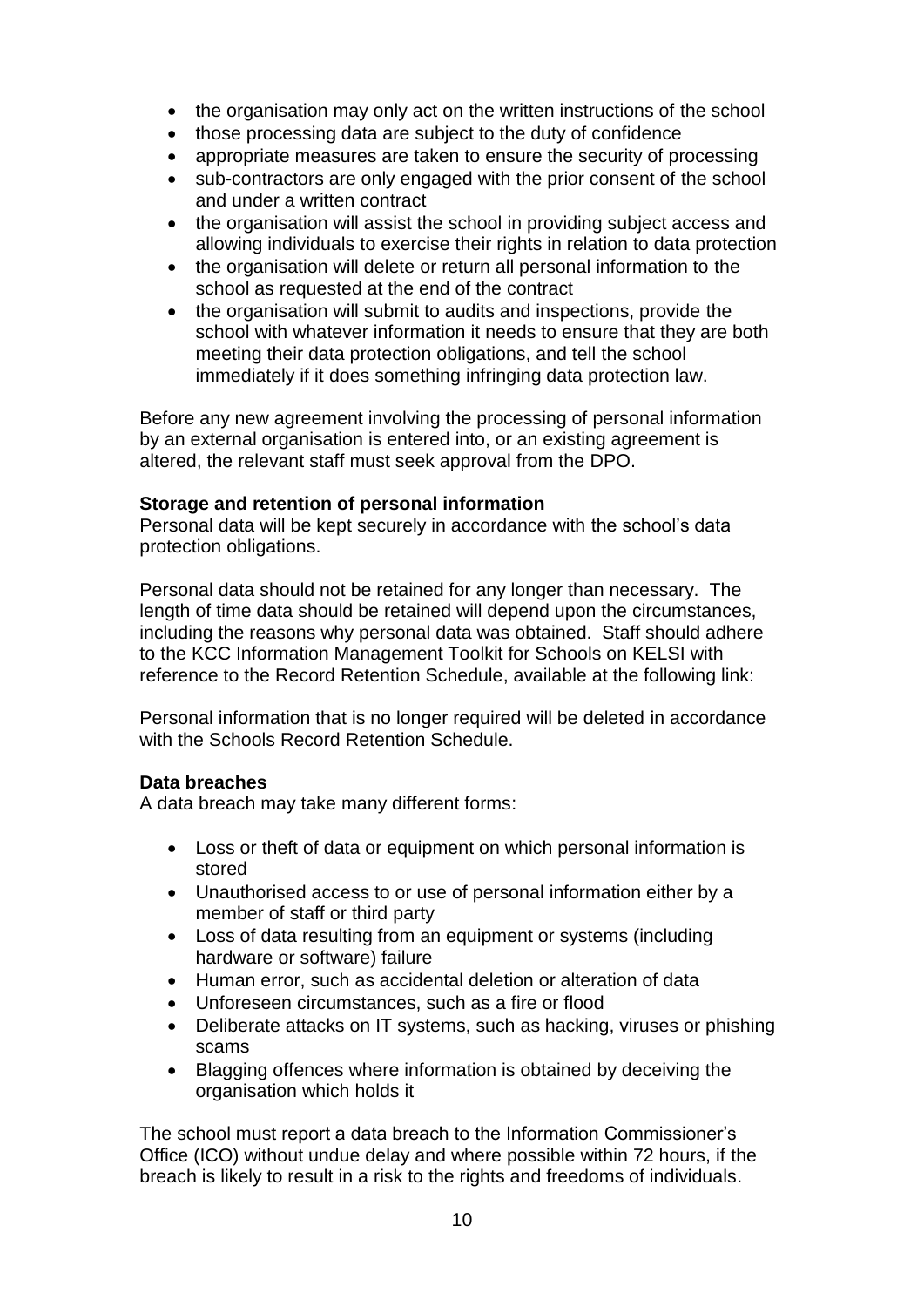- the organisation may only act on the written instructions of the school
- those processing data are subject to the duty of confidence
- appropriate measures are taken to ensure the security of processing
- sub-contractors are only engaged with the prior consent of the school and under a written contract
- the organisation will assist the school in providing subject access and allowing individuals to exercise their rights in relation to data protection
- the organisation will delete or return all personal information to the school as requested at the end of the contract
- the organisation will submit to audits and inspections, provide the school with whatever information it needs to ensure that they are both meeting their data protection obligations, and tell the school immediately if it does something infringing data protection law.

Before any new agreement involving the processing of personal information by an external organisation is entered into, or an existing agreement is altered, the relevant staff must seek approval from the DPO.

**Storage and retention of personal information**

Personal data will be kept securely in accordance with the school's data protection obligations.

Personal data should not be retained for any longer than necessary. The length of time data should be retained will depend upon the circumstances, including the reasons why personal data was obtained. Staff should adhere to the KCC Information Management Toolkit for Schools on KELSI with reference to the Record Retention Schedule, available at the following link:

Personal information that is no longer required will be deleted in accordance with the Schools Record Retention Schedule.

**Data breaches**

A data breach may take many different forms:

- Loss or theft of data or equipment on which personal information is stored
- Unauthorised access to or use of personal information either by a member of staff or third party
- Loss of data resulting from an equipment or systems (including hardware or software) failure
- Human error, such as accidental deletion or alteration of data
- Unforeseen circumstances, such as a fire or flood
- Deliberate attacks on IT systems, such as hacking, viruses or phishing scams
- Blagging offences where information is obtained by deceiving the organisation which holds it

The school must report a data breach to the Information Commissioner's Office (ICO) without undue delay and where possible within 72 hours, if the breach is likely to result in a risk to the rights and freedoms of individuals.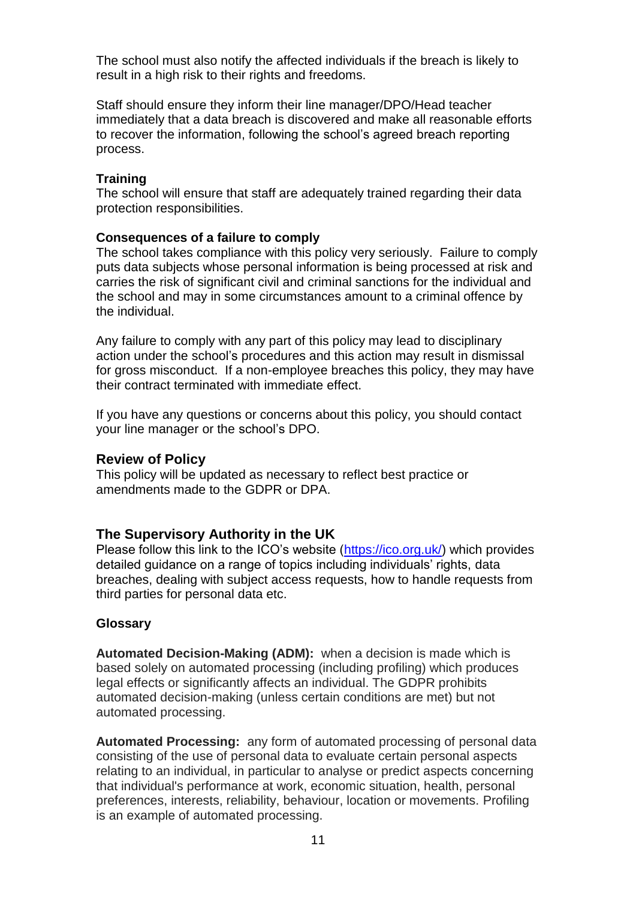The school must also notify the affected individuals if the breach is likely to result in a high risk to their rights and freedoms.

Staff should ensure they inform their line manager/DPO/Head teacher immediately that a data breach is discovered and make all reasonable efforts to recover the information, following the school's agreed breach reporting process.

**Training**
The school will ensure that staff are adequately trained regarding their data protection responsibilities.

**Consequences of a failure to comply**
The school takes compliance with this policy very seriously. Failure to comply puts data subjects whose personal information is being processed at risk and carries the risk of significant civil and criminal sanctions for the individual and the school and may in some circumstances amount to a criminal offence by the individual.

Any failure to comply with any part of this policy may lead to disciplinary action under the school's procedures and this action may result in dismissal for gross misconduct. If a non-employee breaches this policy, they may have their contract terminated with immediate effect.

If you have any questions or concerns about this policy, you should contact your line manager or the school's DPO.

## Review of Policy

This policy will be updated as necessary to reflect best practice or amendments made to the GDPR or DPA.

## The Supervisory Authority in the UK

Please follow this link to the ICO's website (https://ico.org.uk/) which provides detailed guidance on a range of topics including individuals' rights, data breaches, dealing with subject access requests, how to handle requests from third parties for personal data etc.

**Glossary**

**Automated Decision-Making (ADM):** when a decision is made which is based solely on automated processing (including profiling) which produces legal effects or significantly affects an individual. The GDPR prohibits automated decision-making (unless certain conditions are met) but not automated processing.

**Automated Processing:** any form of automated processing of personal data consisting of the use of personal data to evaluate certain personal aspects relating to an individual, in particular to analyse or predict aspects concerning that individual's performance at work, economic situation, health, personal preferences, interests, reliability, behaviour, location or movements. Profiling is an example of automated processing.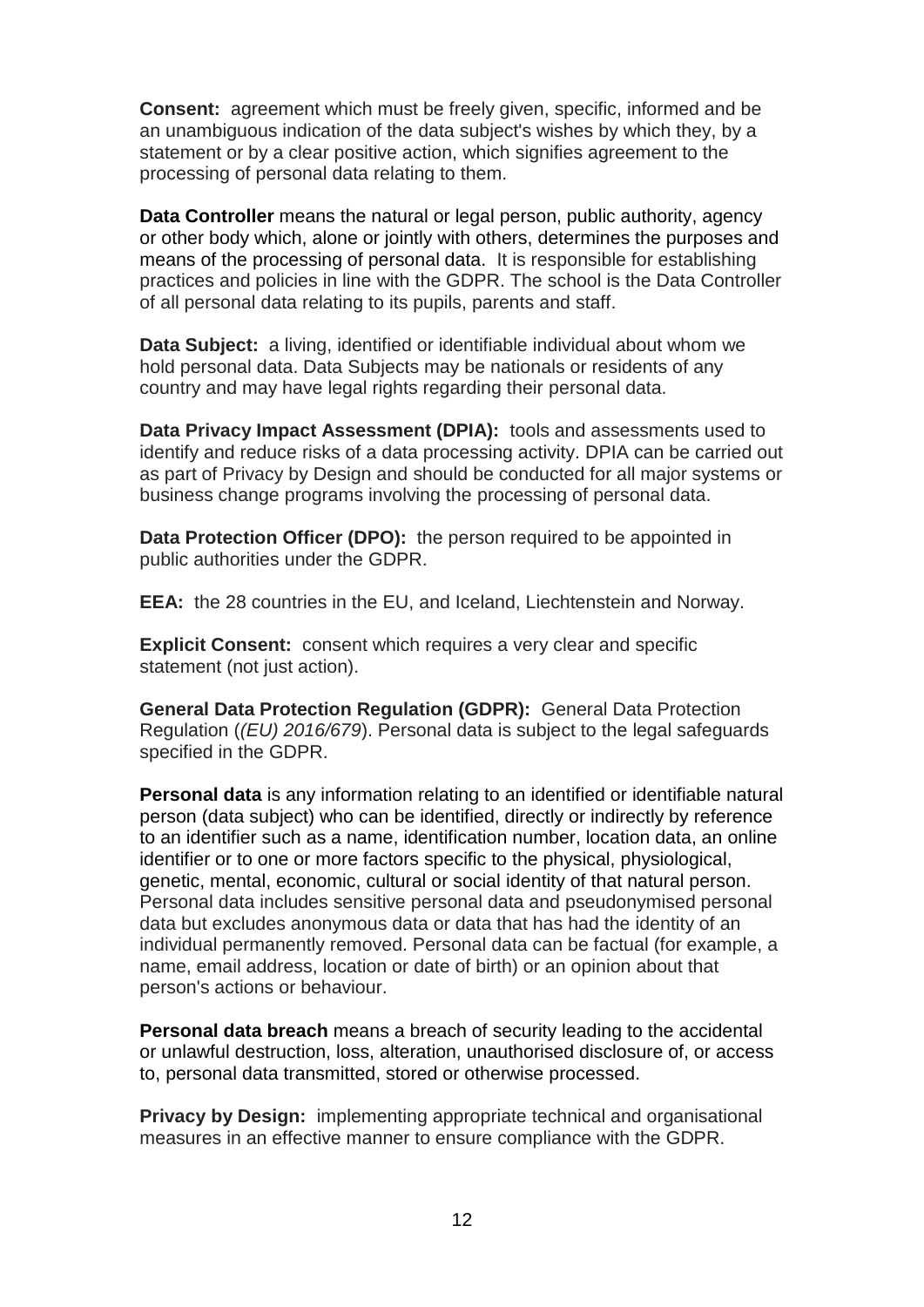**Consent:** agreement which must be freely given, specific, informed and be an unambiguous indication of the data subject's wishes by which they, by a statement or by a clear positive action, which signifies agreement to the processing of personal data relating to them.

**Data Controller** means the natural or legal person, public authority, agency or other body which, alone or jointly with others, determines the purposes and means of the processing of personal data. It is responsible for establishing practices and policies in line with the GDPR. The school is the Data Controller of all personal data relating to its pupils, parents and staff.

**Data Subject:** a living, identified or identifiable individual about whom we hold personal data. Data Subjects may be nationals or residents of any country and may have legal rights regarding their personal data.

**Data Privacy Impact Assessment (DPIA):** tools and assessments used to identify and reduce risks of a data processing activity. DPIA can be carried out as part of Privacy by Design and should be conducted for all major systems or business change programs involving the processing of personal data.

**Data Protection Officer (DPO):** the person required to be appointed in public authorities under the GDPR.

**EEA:** the 28 countries in the EU, and Iceland, Liechtenstein and Norway.

**Explicit Consent:** consent which requires a very clear and specific statement (not just action).

**General Data Protection Regulation (GDPR):** General Data Protection Regulation (*(EU) 2016/679*). Personal data is subject to the legal safeguards specified in the GDPR.

**Personal data** is any information relating to an identified or identifiable natural person (data subject) who can be identified, directly or indirectly by reference to an identifier such as a name, identification number, location data, an online identifier or to one or more factors specific to the physical, physiological, genetic, mental, economic, cultural or social identity of that natural person. Personal data includes sensitive personal data and pseudonymised personal data but excludes anonymous data or data that has had the identity of an individual permanently removed. Personal data can be factual (for example, a name, email address, location or date of birth) or an opinion about that person's actions or behaviour.

**Personal data breach** means a breach of security leading to the accidental or unlawful destruction, loss, alteration, unauthorised disclosure of, or access to, personal data transmitted, stored or otherwise processed.

**Privacy by Design:** implementing appropriate technical and organisational measures in an effective manner to ensure compliance with the GDPR.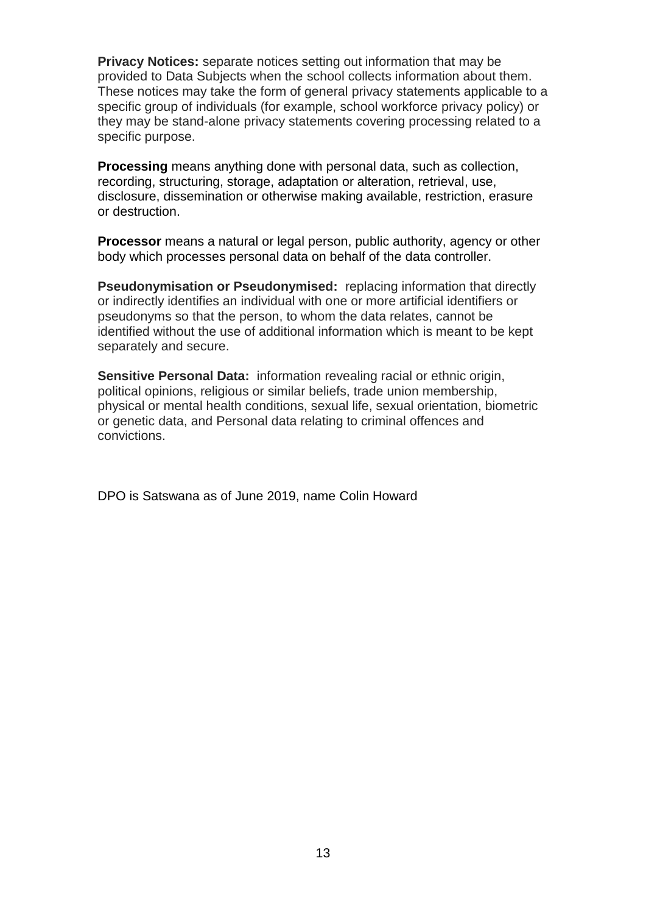**Privacy Notices:** separate notices setting out information that may be provided to Data Subjects when the school collects information about them. These notices may take the form of general privacy statements applicable to a specific group of individuals (for example, school workforce privacy policy) or they may be stand-alone privacy statements covering processing related to a specific purpose.

**Processing** means anything done with personal data, such as collection, recording, structuring, storage, adaptation or alteration, retrieval, use, disclosure, dissemination or otherwise making available, restriction, erasure or destruction.

**Processor** means a natural or legal person, public authority, agency or other body which processes personal data on behalf of the data controller.

**Pseudonymisation or Pseudonymised:** replacing information that directly or indirectly identifies an individual with one or more artificial identifiers or pseudonyms so that the person, to whom the data relates, cannot be identified without the use of additional information which is meant to be kept separately and secure.

**Sensitive Personal Data:** information revealing racial or ethnic origin, political opinions, religious or similar beliefs, trade union membership, physical or mental health conditions, sexual life, sexual orientation, biometric or genetic data, and Personal data relating to criminal offences and convictions.

DPO is Satswana as of June 2019, name Colin Howard